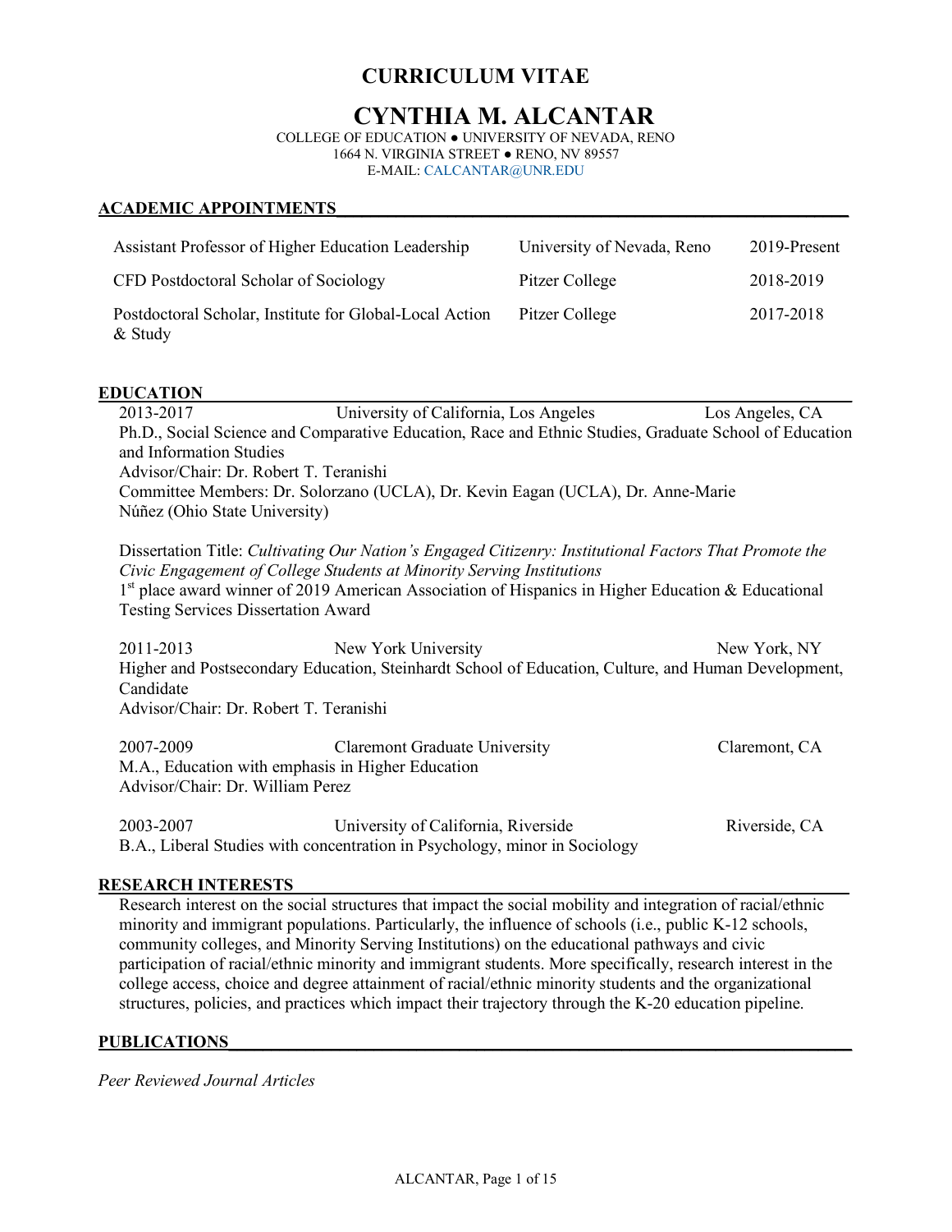# CURRICULUM VITAE

# CYNTHIA M. ALCANTAR

COLLEGE OF EDUCATION ● UNIVERSITY OF NEVADA, RENO
1664 N. VIRGINIA STREET ● RENO, NV 89557
E-MAIL: CALCANTAR@UNR.EDU

## ACADEMIC APPOINTMENTS

| | | |
|---|---|---|
| Assistant Professor of Higher Education Leadership | University of Nevada, Reno | 2019-Present |
| CFD Postdoctoral Scholar of Sociology | Pitzer College | 2018-2019 |
| Postdoctoral Scholar, Institute for Global-Local Action & Study | Pitzer College | 2017-2018 |

## EDUCATION

2013-2017 — University of California, Los Angeles — Los Angeles, CA
Ph.D., Social Science and Comparative Education, Race and Ethnic Studies, Graduate School of Education and Information Studies
Advisor/Chair: Dr. Robert T. Teranishi
Committee Members: Dr. Solorzano (UCLA), Dr. Kevin Eagan (UCLA), Dr. Anne-Marie Núñez (Ohio State University)

Dissertation Title: *Cultivating Our Nation's Engaged Citizenry: Institutional Factors That Promote the Civic Engagement of College Students at Minority Serving Institutions*
1st place award winner of 2019 American Association of Hispanics in Higher Education & Educational Testing Services Dissertation Award

2011-2013 — New York University — New York, NY
Higher and Postsecondary Education, Steinhardt School of Education, Culture, and Human Development, Candidate
Advisor/Chair: Dr. Robert T. Teranishi

2007-2009 — Claremont Graduate University — Claremont, CA
M.A., Education with emphasis in Higher Education
Advisor/Chair: Dr. William Perez

2003-2007 — University of California, Riverside — Riverside, CA
B.A., Liberal Studies with concentration in Psychology, minor in Sociology

## RESEARCH INTERESTS

Research interest on the social structures that impact the social mobility and integration of racial/ethnic minority and immigrant populations. Particularly, the influence of schools (i.e., public K-12 schools, community colleges, and Minority Serving Institutions) on the educational pathways and civic participation of racial/ethnic minority and immigrant students. More specifically, research interest in the college access, choice and degree attainment of racial/ethnic minority students and the organizational structures, policies, and practices which impact their trajectory through the K-20 education pipeline.

## PUBLICATIONS

*Peer Reviewed Journal Articles*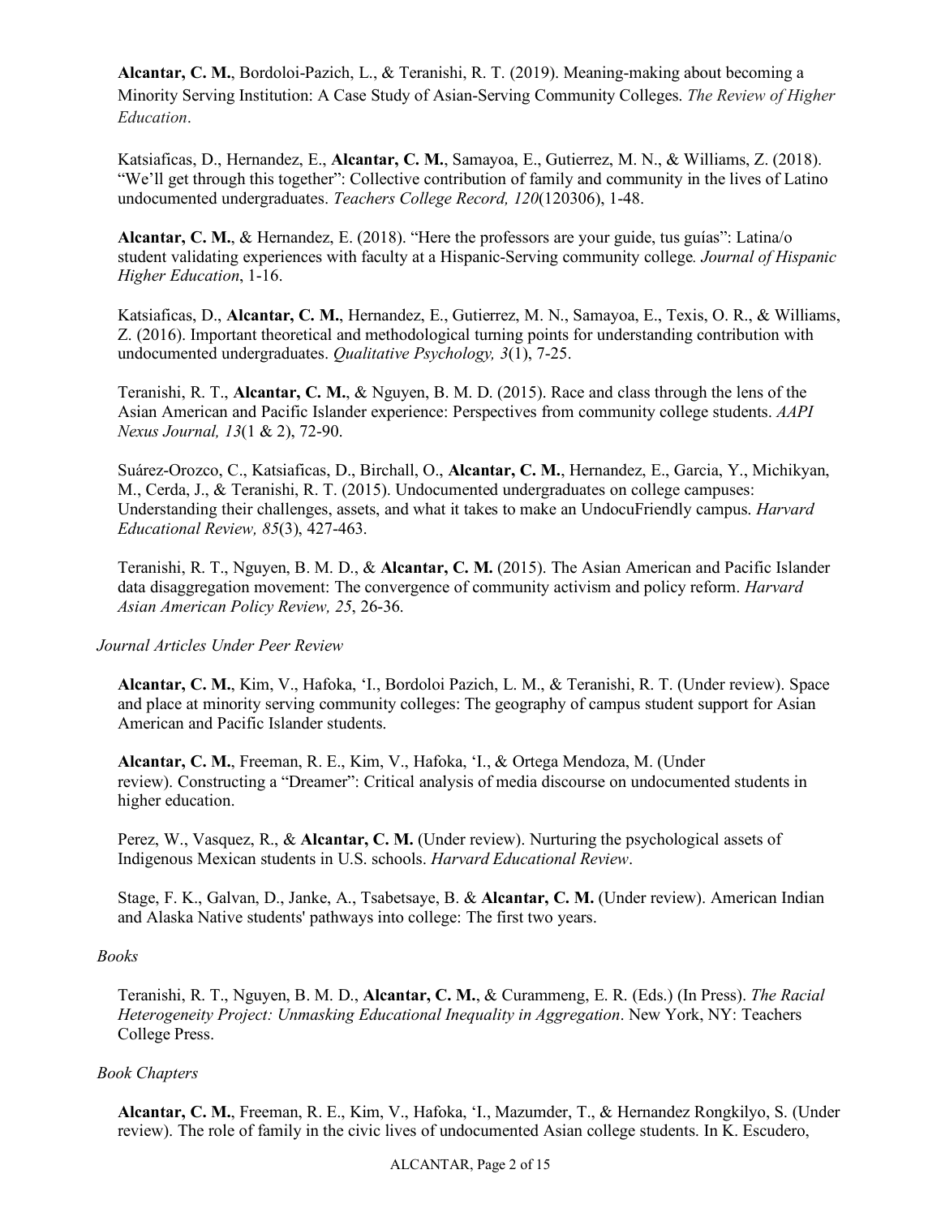**Alcantar, C. M.**, Bordoloi-Pazich, L., & Teranishi, R. T. (2019). Meaning-making about becoming a Minority Serving Institution: A Case Study of Asian-Serving Community Colleges. *The Review of Higher Education*.

Katsiaficas, D., Hernandez, E., **Alcantar, C. M.**, Samayoa, E., Gutierrez, M. N., & Williams, Z. (2018). "We'll get through this together": Collective contribution of family and community in the lives of Latino undocumented undergraduates. *Teachers College Record, 120*(120306), 1-48.

**Alcantar, C. M.**, & Hernandez, E. (2018). "Here the professors are your guide, tus guías": Latina/o student validating experiences with faculty at a Hispanic-Serving community college. *Journal of Hispanic Higher Education*, 1-16.

Katsiaficas, D., **Alcantar, C. M.**, Hernandez, E., Gutierrez, M. N., Samayoa, E., Texis, O. R., & Williams, Z. (2016). Important theoretical and methodological turning points for understanding contribution with undocumented undergraduates. *Qualitative Psychology, 3*(1), 7-25.

Teranishi, R. T., **Alcantar, C. M.**, & Nguyen, B. M. D. (2015). Race and class through the lens of the Asian American and Pacific Islander experience: Perspectives from community college students. *AAPI Nexus Journal, 13*(1 & 2), 72-90.

Suárez-Orozco, C., Katsiaficas, D., Birchall, O., **Alcantar, C. M.**, Hernandez, E., Garcia, Y., Michikyan, M., Cerda, J., & Teranishi, R. T. (2015). Undocumented undergraduates on college campuses: Understanding their challenges, assets, and what it takes to make an UndocuFriendly campus. *Harvard Educational Review, 85*(3), 427-463.

Teranishi, R. T., Nguyen, B. M. D., & **Alcantar, C. M.** (2015). The Asian American and Pacific Islander data disaggregation movement: The convergence of community activism and policy reform. *Harvard Asian American Policy Review, 25*, 26-36.

*Journal Articles Under Peer Review*

**Alcantar, C. M.**, Kim, V., Hafoka, 'I., Bordoloi Pazich, L. M., & Teranishi, R. T. (Under review). Space and place at minority serving community colleges: The geography of campus student support for Asian American and Pacific Islander students.

**Alcantar, C. M.**, Freeman, R. E., Kim, V., Hafoka, 'I., & Ortega Mendoza, M. (Under review). Constructing a "Dreamer": Critical analysis of media discourse on undocumented students in higher education.

Perez, W., Vasquez, R., & **Alcantar, C. M.** (Under review). Nurturing the psychological assets of Indigenous Mexican students in U.S. schools. *Harvard Educational Review*.

Stage, F. K., Galvan, D., Janke, A., Tsabetsaye, B. & **Alcantar, C. M.** (Under review). American Indian and Alaska Native students' pathways into college: The first two years.

*Books*

Teranishi, R. T., Nguyen, B. M. D., **Alcantar, C. M.**, & Curammeng, E. R. (Eds.) (In Press). *The Racial Heterogeneity Project: Unmasking Educational Inequality in Aggregation*. New York, NY: Teachers College Press.

*Book Chapters*

**Alcantar, C. M.**, Freeman, R. E., Kim, V., Hafoka, 'I., Mazumder, T., & Hernandez Rongkilyo, S. (Under review). The role of family in the civic lives of undocumented Asian college students. In K. Escudero,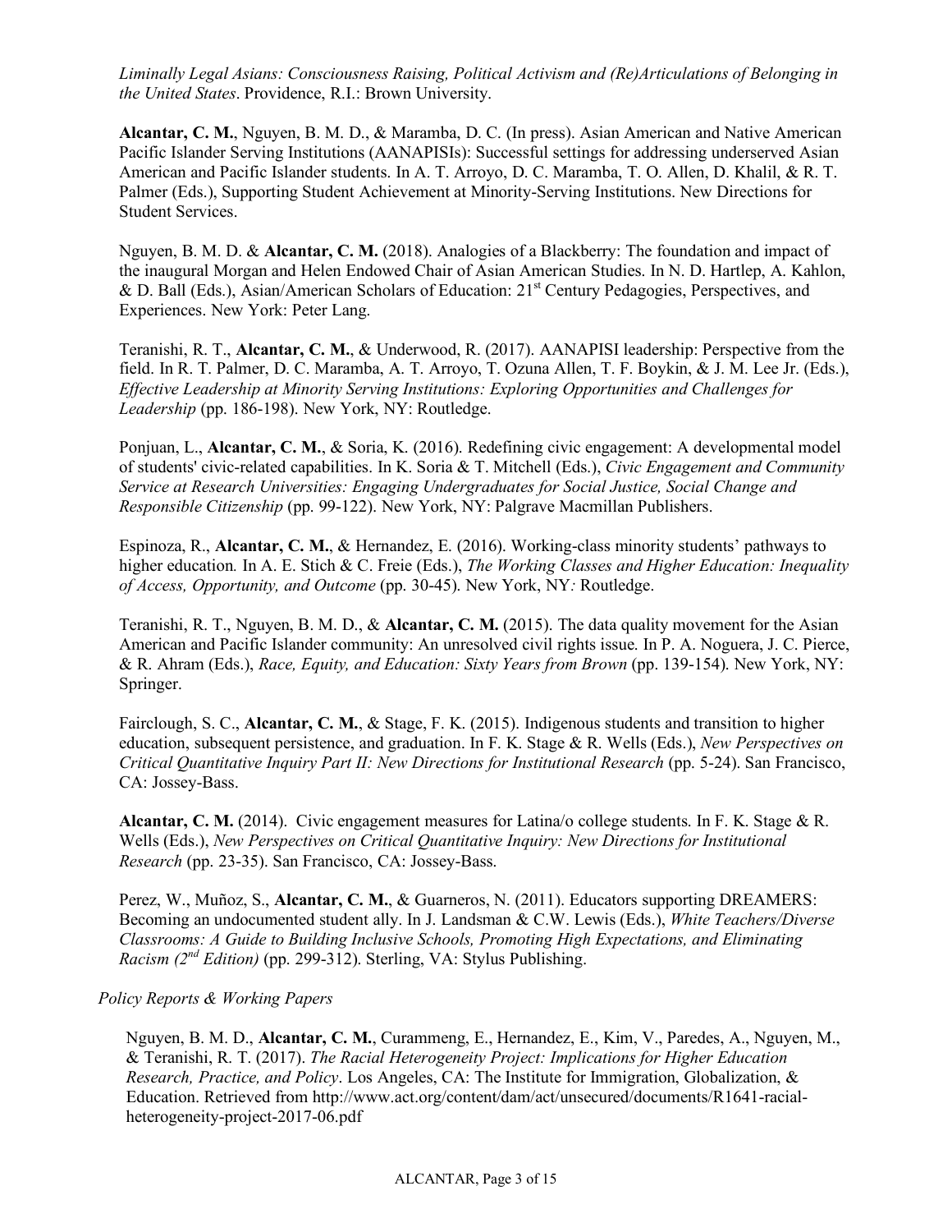*Liminally Legal Asians: Consciousness Raising, Political Activism and (Re)Articulations of Belonging in the United States*. Providence, R.I.: Brown University.

**Alcantar, C. M.**, Nguyen, B. M. D., & Maramba, D. C. (In press). Asian American and Native American Pacific Islander Serving Institutions (AANAPISIs): Successful settings for addressing underserved Asian American and Pacific Islander students. In A. T. Arroyo, D. C. Maramba, T. O. Allen, D. Khalil, & R. T. Palmer (Eds.), Supporting Student Achievement at Minority-Serving Institutions. New Directions for Student Services.

Nguyen, B. M. D. & **Alcantar, C. M.** (2018). Analogies of a Blackberry: The foundation and impact of the inaugural Morgan and Helen Endowed Chair of Asian American Studies. In N. D. Hartlep, A. Kahlon, & D. Ball (Eds.), Asian/American Scholars of Education: 21st Century Pedagogies, Perspectives, and Experiences. New York: Peter Lang.

Teranishi, R. T., **Alcantar, C. M.**, & Underwood, R. (2017). AANAPISI leadership: Perspective from the field. In R. T. Palmer, D. C. Maramba, A. T. Arroyo, T. Ozuna Allen, T. F. Boykin, & J. M. Lee Jr. (Eds.), *Effective Leadership at Minority Serving Institutions: Exploring Opportunities and Challenges for Leadership* (pp. 186-198). New York, NY: Routledge.

Ponjuan, L., **Alcantar, C. M.**, & Soria, K. (2016). Redefining civic engagement: A developmental model of students' civic-related capabilities. In K. Soria & T. Mitchell (Eds.), *Civic Engagement and Community Service at Research Universities: Engaging Undergraduates for Social Justice, Social Change and Responsible Citizenship* (pp. 99-122). New York, NY: Palgrave Macmillan Publishers.

Espinoza, R., **Alcantar, C. M.**, & Hernandez, E. (2016). Working-class minority students' pathways to higher education. In A. E. Stich & C. Freie (Eds.), *The Working Classes and Higher Education: Inequality of Access, Opportunity, and Outcome* (pp. 30-45). New York, NY: Routledge.

Teranishi, R. T., Nguyen, B. M. D., & **Alcantar, C. M.** (2015). The data quality movement for the Asian American and Pacific Islander community: An unresolved civil rights issue. In P. A. Noguera, J. C. Pierce, & R. Ahram (Eds.), *Race, Equity, and Education: Sixty Years from Brown* (pp. 139-154). New York, NY: Springer.

Fairclough, S. C., **Alcantar, C. M.**, & Stage, F. K. (2015). Indigenous students and transition to higher education, subsequent persistence, and graduation. In F. K. Stage & R. Wells (Eds.), *New Perspectives on Critical Quantitative Inquiry Part II: New Directions for Institutional Research* (pp. 5-24). San Francisco, CA: Jossey-Bass.

**Alcantar, C. M.** (2014). Civic engagement measures for Latina/o college students. In F. K. Stage & R. Wells (Eds.), *New Perspectives on Critical Quantitative Inquiry: New Directions for Institutional Research* (pp. 23-35). San Francisco, CA: Jossey-Bass.

Perez, W., Muñoz, S., **Alcantar, C. M.**, & Guarneros, N. (2011). Educators supporting DREAMERS: Becoming an undocumented student ally. In J. Landsman & C.W. Lewis (Eds.), *White Teachers/Diverse Classrooms: A Guide to Building Inclusive Schools, Promoting High Expectations, and Eliminating Racism (2nd Edition)* (pp. 299-312). Sterling, VA: Stylus Publishing.

*Policy Reports & Working Papers*

Nguyen, B. M. D., **Alcantar, C. M.**, Curammeng, E., Hernandez, E., Kim, V., Paredes, A., Nguyen, M., & Teranishi, R. T. (2017). *The Racial Heterogeneity Project: Implications for Higher Education Research, Practice, and Policy*. Los Angeles, CA: The Institute for Immigration, Globalization, & Education. Retrieved from http://www.act.org/content/dam/act/unsecured/documents/R1641-racial-heterogeneity-project-2017-06.pdf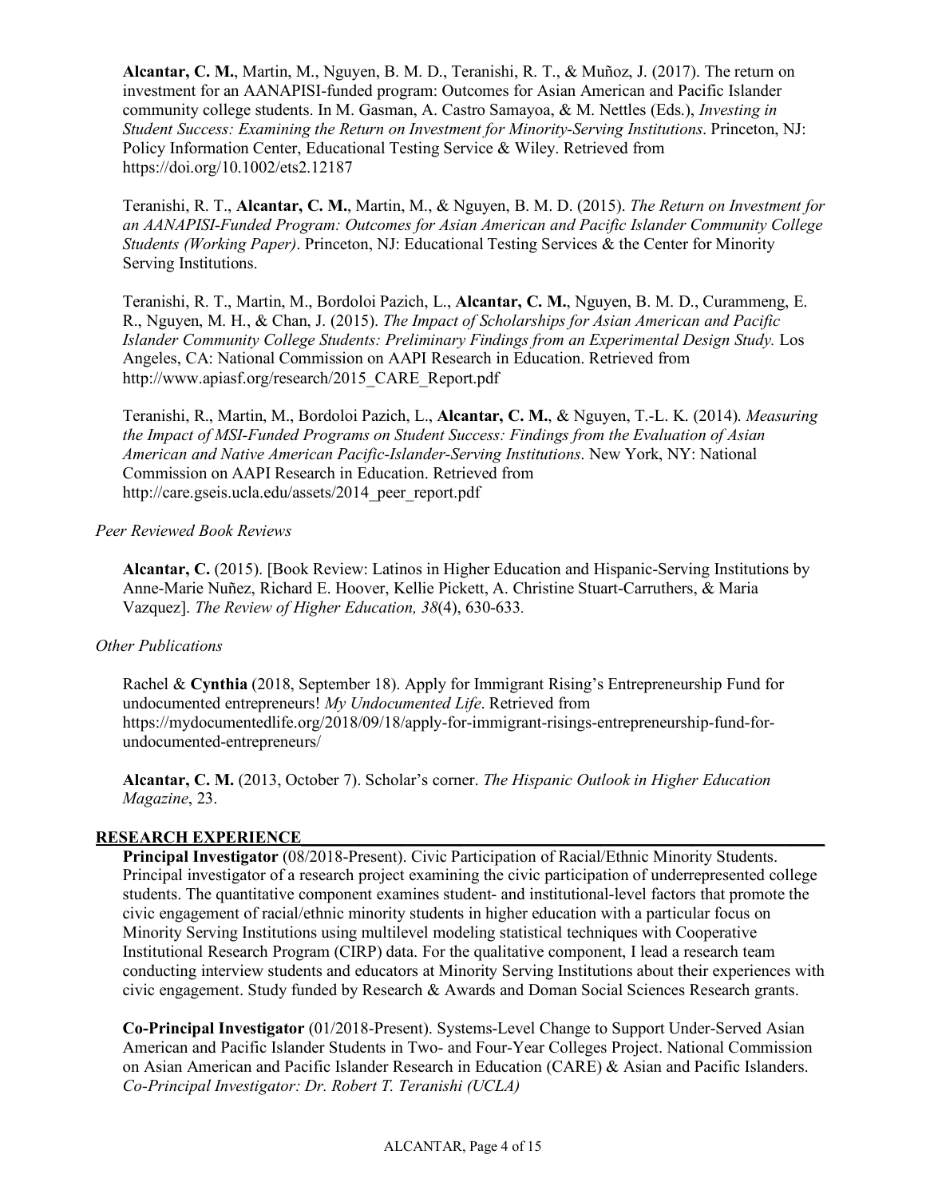**Alcantar, C. M.**, Martin, M., Nguyen, B. M. D., Teranishi, R. T., & Muñoz, J. (2017). The return on investment for an AANAPISI-funded program: Outcomes for Asian American and Pacific Islander community college students. In M. Gasman, A. Castro Samayoa, & M. Nettles (Eds.), *Investing in Student Success: Examining the Return on Investment for Minority-Serving Institutions*. Princeton, NJ: Policy Information Center, Educational Testing Service & Wiley. Retrieved from https://doi.org/10.1002/ets2.12187

Teranishi, R. T., **Alcantar, C. M.**, Martin, M., & Nguyen, B. M. D. (2015). *The Return on Investment for an AANAPISI-Funded Program: Outcomes for Asian American and Pacific Islander Community College Students (Working Paper)*. Princeton, NJ: Educational Testing Services & the Center for Minority Serving Institutions.

Teranishi, R. T., Martin, M., Bordoloi Pazich, L., **Alcantar, C. M.**, Nguyen, B. M. D., Curammeng, E. R., Nguyen, M. H., & Chan, J. (2015). *The Impact of Scholarships for Asian American and Pacific Islander Community College Students: Preliminary Findings from an Experimental Design Study.* Los Angeles, CA: National Commission on AAPI Research in Education. Retrieved from http://www.apiasf.org/research/2015_CARE_Report.pdf

Teranishi, R., Martin, M., Bordoloi Pazich, L., **Alcantar, C. M.**, & Nguyen, T.-L. K. (2014). *Measuring the Impact of MSI-Funded Programs on Student Success: Findings from the Evaluation of Asian American and Native American Pacific-Islander-Serving Institutions*. New York, NY: National Commission on AAPI Research in Education. Retrieved from http://care.gseis.ucla.edu/assets/2014_peer_report.pdf

*Peer Reviewed Book Reviews*

**Alcantar, C.** (2015). [Book Review: Latinos in Higher Education and Hispanic-Serving Institutions by Anne-Marie Nuñez, Richard E. Hoover, Kellie Pickett, A. Christine Stuart-Carruthers, & Maria Vazquez]. *The Review of Higher Education, 38*(4), 630-633.

*Other Publications*

Rachel & **Cynthia** (2018, September 18). Apply for Immigrant Rising's Entrepreneurship Fund for undocumented entrepreneurs! *My Undocumented Life*. Retrieved from https://mydocumentedlife.org/2018/09/18/apply-for-immigrant-risings-entrepreneurship-fund-for-undocumented-entrepreneurs/

**Alcantar, C. M.** (2013, October 7). Scholar's corner. *The Hispanic Outlook in Higher Education Magazine*, 23.

## RESEARCH EXPERIENCE

**Principal Investigator** (08/2018-Present). Civic Participation of Racial/Ethnic Minority Students. Principal investigator of a research project examining the civic participation of underrepresented college students. The quantitative component examines student- and institutional-level factors that promote the civic engagement of racial/ethnic minority students in higher education with a particular focus on Minority Serving Institutions using multilevel modeling statistical techniques with Cooperative Institutional Research Program (CIRP) data. For the qualitative component, I lead a research team conducting interview students and educators at Minority Serving Institutions about their experiences with civic engagement. Study funded by Research & Awards and Doman Social Sciences Research grants.

**Co-Principal Investigator** (01/2018-Present). Systems-Level Change to Support Under-Served Asian American and Pacific Islander Students in Two- and Four-Year Colleges Project. National Commission on Asian American and Pacific Islander Research in Education (CARE) & Asian and Pacific Islanders. *Co-Principal Investigator: Dr. Robert T. Teranishi (UCLA)*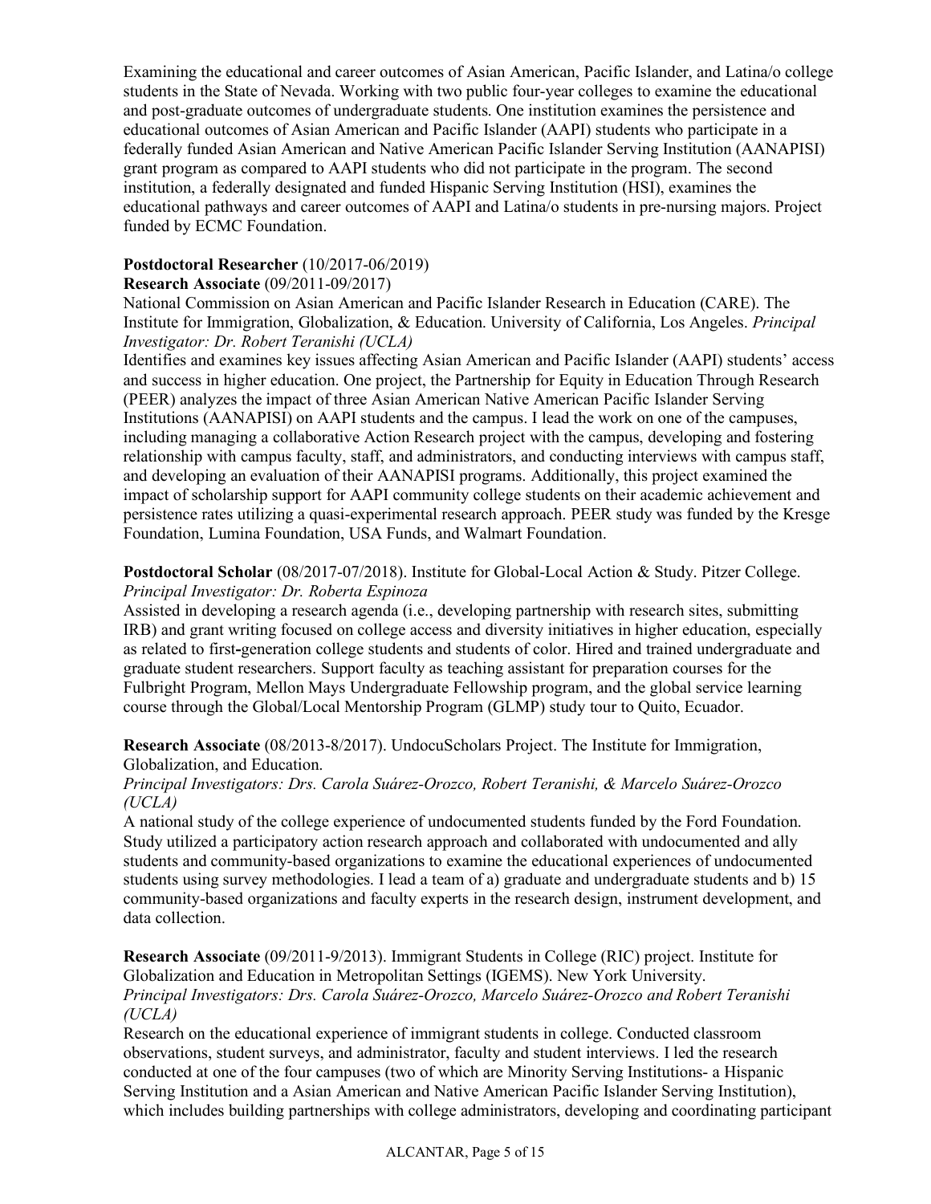Examining the educational and career outcomes of Asian American, Pacific Islander, and Latina/o college students in the State of Nevada. Working with two public four-year colleges to examine the educational and post-graduate outcomes of undergraduate students. One institution examines the persistence and educational outcomes of Asian American and Pacific Islander (AAPI) students who participate in a federally funded Asian American and Native American Pacific Islander Serving Institution (AANAPISI) grant program as compared to AAPI students who did not participate in the program. The second institution, a federally designated and funded Hispanic Serving Institution (HSI), examines the educational pathways and career outcomes of AAPI and Latina/o students in pre-nursing majors. Project funded by ECMC Foundation.

**Postdoctoral Researcher** (10/2017-06/2019)
**Research Associate** (09/2011-09/2017)
National Commission on Asian American and Pacific Islander Research in Education (CARE). The Institute for Immigration, Globalization, & Education. University of California, Los Angeles. *Principal Investigator: Dr. Robert Teranishi (UCLA)*
Identifies and examines key issues affecting Asian American and Pacific Islander (AAPI) students' access and success in higher education. One project, the Partnership for Equity in Education Through Research (PEER) analyzes the impact of three Asian American Native American Pacific Islander Serving Institutions (AANAPISI) on AAPI students and the campus. I lead the work on one of the campuses, including managing a collaborative Action Research project with the campus, developing and fostering relationship with campus faculty, staff, and administrators, and conducting interviews with campus staff, and developing an evaluation of their AANAPISI programs. Additionally, this project examined the impact of scholarship support for AAPI community college students on their academic achievement and persistence rates utilizing a quasi-experimental research approach. PEER study was funded by the Kresge Foundation, Lumina Foundation, USA Funds, and Walmart Foundation.

**Postdoctoral Scholar** (08/2017-07/2018). Institute for Global-Local Action & Study. Pitzer College. *Principal Investigator: Dr. Roberta Espinoza*
Assisted in developing a research agenda (i.e., developing partnership with research sites, submitting IRB) and grant writing focused on college access and diversity initiatives in higher education, especially as related to first-generation college students and students of color. Hired and trained undergraduate and graduate student researchers. Support faculty as teaching assistant for preparation courses for the Fulbright Program, Mellon Mays Undergraduate Fellowship program, and the global service learning course through the Global/Local Mentorship Program (GLMP) study tour to Quito, Ecuador.

**Research Associate** (08/2013-8/2017). UndocuScholars Project. The Institute for Immigration, Globalization, and Education.
*Principal Investigators: Drs. Carola Suárez-Orozco, Robert Teranishi, & Marcelo Suárez-Orozco (UCLA)*
A national study of the college experience of undocumented students funded by the Ford Foundation. Study utilized a participatory action research approach and collaborated with undocumented and ally students and community-based organizations to examine the educational experiences of undocumented students using survey methodologies. I lead a team of a) graduate and undergraduate students and b) 15 community-based organizations and faculty experts in the research design, instrument development, and data collection.

**Research Associate** (09/2011-9/2013). Immigrant Students in College (RIC) project. Institute for Globalization and Education in Metropolitan Settings (IGEMS). New York University.
*Principal Investigators: Drs. Carola Suárez-Orozco, Marcelo Suárez-Orozco and Robert Teranishi (UCLA)*
Research on the educational experience of immigrant students in college. Conducted classroom observations, student surveys, and administrator, faculty and student interviews. I led the research conducted at one of the four campuses (two of which are Minority Serving Institutions- a Hispanic Serving Institution and a Asian American and Native American Pacific Islander Serving Institution), which includes building partnerships with college administrators, developing and coordinating participant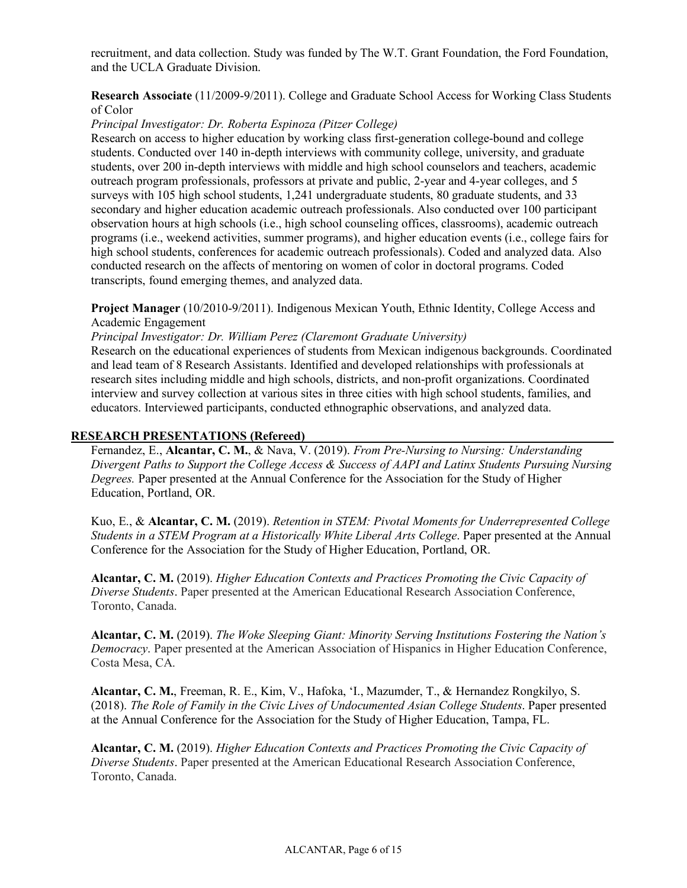recruitment, and data collection. Study was funded by The W.T. Grant Foundation, the Ford Foundation, and the UCLA Graduate Division.

**Research Associate** (11/2009-9/2011). College and Graduate School Access for Working Class Students of Color

*Principal Investigator: Dr. Roberta Espinoza (Pitzer College)*

Research on access to higher education by working class first-generation college-bound and college students. Conducted over 140 in-depth interviews with community college, university, and graduate students, over 200 in-depth interviews with middle and high school counselors and teachers, academic outreach program professionals, professors at private and public, 2-year and 4-year colleges, and 5 surveys with 105 high school students, 1,241 undergraduate students, 80 graduate students, and 33 secondary and higher education academic outreach professionals. Also conducted over 100 participant observation hours at high schools (i.e., high school counseling offices, classrooms), academic outreach programs (i.e., weekend activities, summer programs), and higher education events (i.e., college fairs for high school students, conferences for academic outreach professionals). Coded and analyzed data. Also conducted research on the affects of mentoring on women of color in doctoral programs. Coded transcripts, found emerging themes, and analyzed data.

**Project Manager** (10/2010-9/2011). Indigenous Mexican Youth, Ethnic Identity, College Access and Academic Engagement

*Principal Investigator: Dr. William Perez (Claremont Graduate University)*

Research on the educational experiences of students from Mexican indigenous backgrounds. Coordinated and lead team of 8 Research Assistants. Identified and developed relationships with professionals at research sites including middle and high schools, districts, and non-profit organizations. Coordinated interview and survey collection at various sites in three cities with high school students, families, and educators. Interviewed participants, conducted ethnographic observations, and analyzed data.

## RESEARCH PRESENTATIONS (Refereed)

Fernandez, E., **Alcantar, C. M.**, & Nava, V. (2019). *From Pre-Nursing to Nursing: Understanding Divergent Paths to Support the College Access & Success of AAPI and Latinx Students Pursuing Nursing Degrees.* Paper presented at the Annual Conference for the Association for the Study of Higher Education, Portland, OR.

Kuo, E., & **Alcantar, C. M.** (2019). *Retention in STEM: Pivotal Moments for Underrepresented College Students in a STEM Program at a Historically White Liberal Arts College*. Paper presented at the Annual Conference for the Association for the Study of Higher Education, Portland, OR.

**Alcantar, C. M.** (2019). *Higher Education Contexts and Practices Promoting the Civic Capacity of Diverse Students*. Paper presented at the American Educational Research Association Conference, Toronto, Canada.

**Alcantar, C. M.** (2019). *The Woke Sleeping Giant: Minority Serving Institutions Fostering the Nation's Democracy*. Paper presented at the American Association of Hispanics in Higher Education Conference, Costa Mesa, CA.

**Alcantar, C. M.**, Freeman, R. E., Kim, V., Hafoka, 'I., Mazumder, T., & Hernandez Rongkilyo, S. (2018). *The Role of Family in the Civic Lives of Undocumented Asian College Students*. Paper presented at the Annual Conference for the Association for the Study of Higher Education, Tampa, FL.

**Alcantar, C. M.** (2019). *Higher Education Contexts and Practices Promoting the Civic Capacity of Diverse Students*. Paper presented at the American Educational Research Association Conference, Toronto, Canada.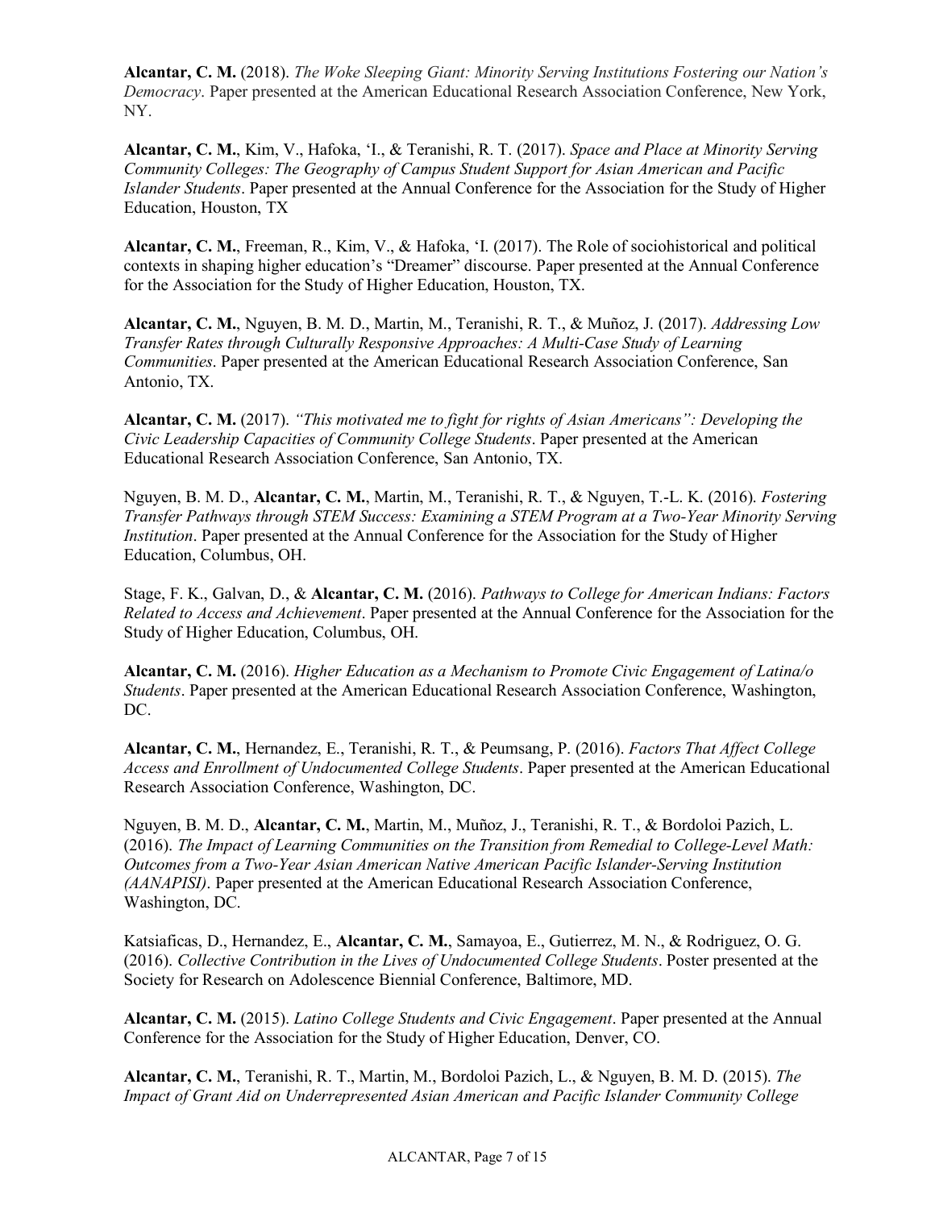**Alcantar, C. M.** (2018). *The Woke Sleeping Giant: Minority Serving Institutions Fostering our Nation's Democracy*. Paper presented at the American Educational Research Association Conference, New York, NY.

**Alcantar, C. M.**, Kim, V., Hafoka, 'I., & Teranishi, R. T. (2017). *Space and Place at Minority Serving Community Colleges: The Geography of Campus Student Support for Asian American and Pacific Islander Students*. Paper presented at the Annual Conference for the Association for the Study of Higher Education, Houston, TX

**Alcantar, C. M.**, Freeman, R., Kim, V., & Hafoka, 'I. (2017). The Role of sociohistorical and political contexts in shaping higher education's "Dreamer" discourse. Paper presented at the Annual Conference for the Association for the Study of Higher Education, Houston, TX.

**Alcantar, C. M.**, Nguyen, B. M. D., Martin, M., Teranishi, R. T., & Muñoz, J. (2017). *Addressing Low Transfer Rates through Culturally Responsive Approaches: A Multi-Case Study of Learning Communities*. Paper presented at the American Educational Research Association Conference, San Antonio, TX.

**Alcantar, C. M.** (2017). *"This motivated me to fight for rights of Asian Americans": Developing the Civic Leadership Capacities of Community College Students*. Paper presented at the American Educational Research Association Conference, San Antonio, TX.

Nguyen, B. M. D., **Alcantar, C. M.**, Martin, M., Teranishi, R. T., & Nguyen, T.-L. K. (2016). *Fostering Transfer Pathways through STEM Success: Examining a STEM Program at a Two-Year Minority Serving Institution*. Paper presented at the Annual Conference for the Association for the Study of Higher Education, Columbus, OH.

Stage, F. K., Galvan, D., & **Alcantar, C. M.** (2016). *Pathways to College for American Indians: Factors Related to Access and Achievement*. Paper presented at the Annual Conference for the Association for the Study of Higher Education, Columbus, OH.

**Alcantar, C. M.** (2016). *Higher Education as a Mechanism to Promote Civic Engagement of Latina/o Students*. Paper presented at the American Educational Research Association Conference, Washington, DC.

**Alcantar, C. M.**, Hernandez, E., Teranishi, R. T., & Peumsang, P. (2016). *Factors That Affect College Access and Enrollment of Undocumented College Students*. Paper presented at the American Educational Research Association Conference, Washington, DC.

Nguyen, B. M. D., **Alcantar, C. M.**, Martin, M., Muñoz, J., Teranishi, R. T., & Bordoloi Pazich, L. (2016). *The Impact of Learning Communities on the Transition from Remedial to College-Level Math: Outcomes from a Two-Year Asian American Native American Pacific Islander-Serving Institution (AANAPISI)*. Paper presented at the American Educational Research Association Conference, Washington, DC.

Katsiaficas, D., Hernandez, E., **Alcantar, C. M.**, Samayoa, E., Gutierrez, M. N., & Rodriguez, O. G. (2016). *Collective Contribution in the Lives of Undocumented College Students*. Poster presented at the Society for Research on Adolescence Biennial Conference, Baltimore, MD.

**Alcantar, C. M.** (2015). *Latino College Students and Civic Engagement*. Paper presented at the Annual Conference for the Association for the Study of Higher Education, Denver, CO.

**Alcantar, C. M.**, Teranishi, R. T., Martin, M., Bordoloi Pazich, L., & Nguyen, B. M. D. (2015). *The Impact of Grant Aid on Underrepresented Asian American and Pacific Islander Community College*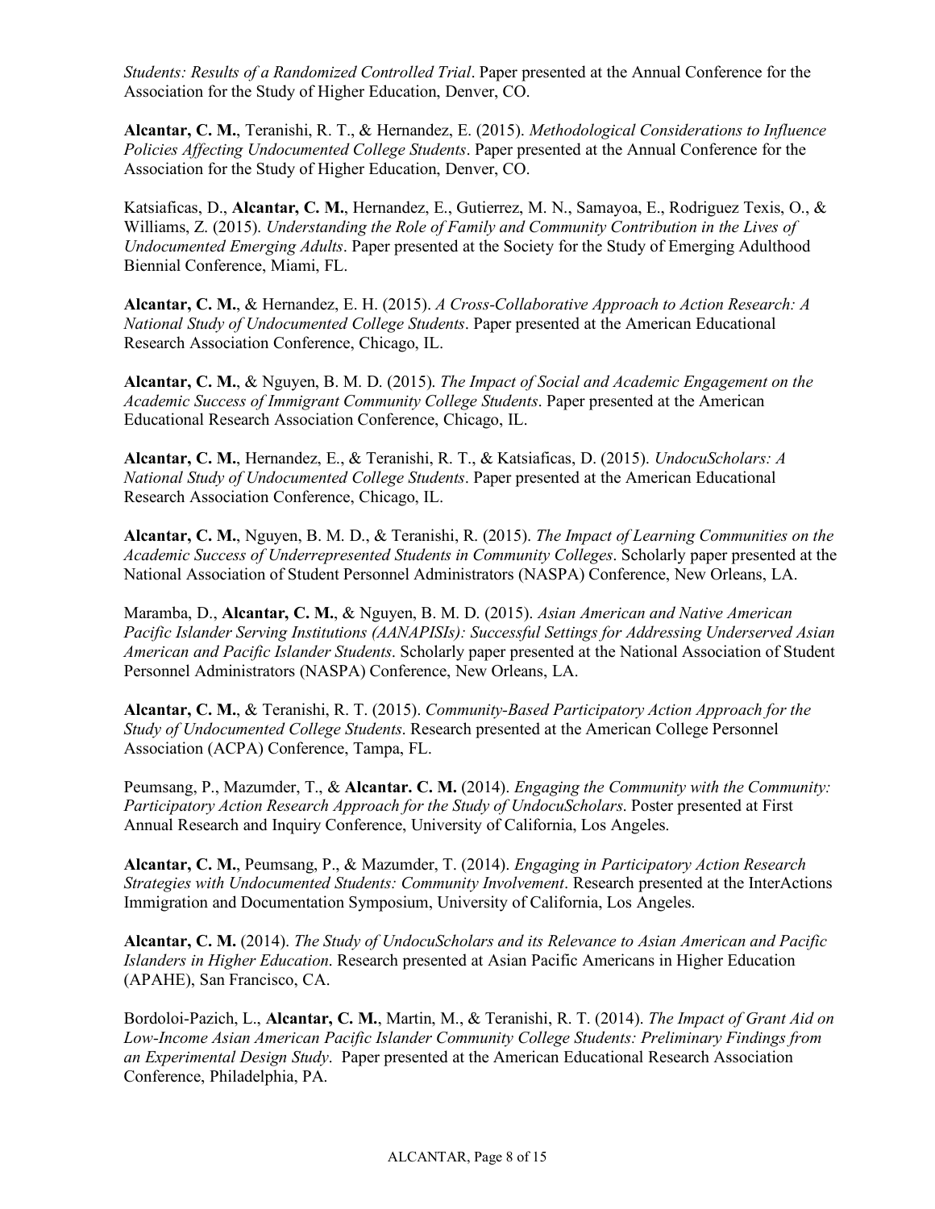*Students: Results of a Randomized Controlled Trial*. Paper presented at the Annual Conference for the Association for the Study of Higher Education, Denver, CO.

**Alcantar, C. M.**, Teranishi, R. T., & Hernandez, E. (2015). *Methodological Considerations to Influence Policies Affecting Undocumented College Students*. Paper presented at the Annual Conference for the Association for the Study of Higher Education, Denver, CO.

Katsiaficas, D., **Alcantar, C. M.**, Hernandez, E., Gutierrez, M. N., Samayoa, E., Rodriguez Texis, O., & Williams, Z. (2015). *Understanding the Role of Family and Community Contribution in the Lives of Undocumented Emerging Adults*. Paper presented at the Society for the Study of Emerging Adulthood Biennial Conference, Miami, FL.

**Alcantar, C. M.**, & Hernandez, E. H. (2015). *A Cross-Collaborative Approach to Action Research: A National Study of Undocumented College Students*. Paper presented at the American Educational Research Association Conference, Chicago, IL.

**Alcantar, C. M.**, & Nguyen, B. M. D. (2015). *The Impact of Social and Academic Engagement on the Academic Success of Immigrant Community College Students*. Paper presented at the American Educational Research Association Conference, Chicago, IL.

**Alcantar, C. M.**, Hernandez, E., & Teranishi, R. T., & Katsiaficas, D. (2015). *UndocuScholars: A National Study of Undocumented College Students*. Paper presented at the American Educational Research Association Conference, Chicago, IL.

**Alcantar, C. M.**, Nguyen, B. M. D., & Teranishi, R. (2015). *The Impact of Learning Communities on the Academic Success of Underrepresented Students in Community Colleges*. Scholarly paper presented at the National Association of Student Personnel Administrators (NASPA) Conference, New Orleans, LA.

Maramba, D., **Alcantar, C. M.**, & Nguyen, B. M. D. (2015). *Asian American and Native American Pacific Islander Serving Institutions (AANAPISIs): Successful Settings for Addressing Underserved Asian American and Pacific Islander Students*. Scholarly paper presented at the National Association of Student Personnel Administrators (NASPA) Conference, New Orleans, LA.

**Alcantar, C. M.**, & Teranishi, R. T. (2015). *Community-Based Participatory Action Approach for the Study of Undocumented College Students*. Research presented at the American College Personnel Association (ACPA) Conference, Tampa, FL.

Peumsang, P., Mazumder, T., & **Alcantar. C. M.** (2014). *Engaging the Community with the Community: Participatory Action Research Approach for the Study of UndocuScholars*. Poster presented at First Annual Research and Inquiry Conference, University of California, Los Angeles.

**Alcantar, C. M.**, Peumsang, P., & Mazumder, T. (2014). *Engaging in Participatory Action Research Strategies with Undocumented Students: Community Involvement*. Research presented at the InterActions Immigration and Documentation Symposium, University of California, Los Angeles.

**Alcantar, C. M.** (2014). *The Study of UndocuScholars and its Relevance to Asian American and Pacific Islanders in Higher Education*. Research presented at Asian Pacific Americans in Higher Education (APAHE), San Francisco, CA.

Bordoloi-Pazich, L., **Alcantar, C. M.**, Martin, M., & Teranishi, R. T. (2014). *The Impact of Grant Aid on Low-Income Asian American Pacific Islander Community College Students: Preliminary Findings from an Experimental Design Study*. Paper presented at the American Educational Research Association Conference, Philadelphia, PA.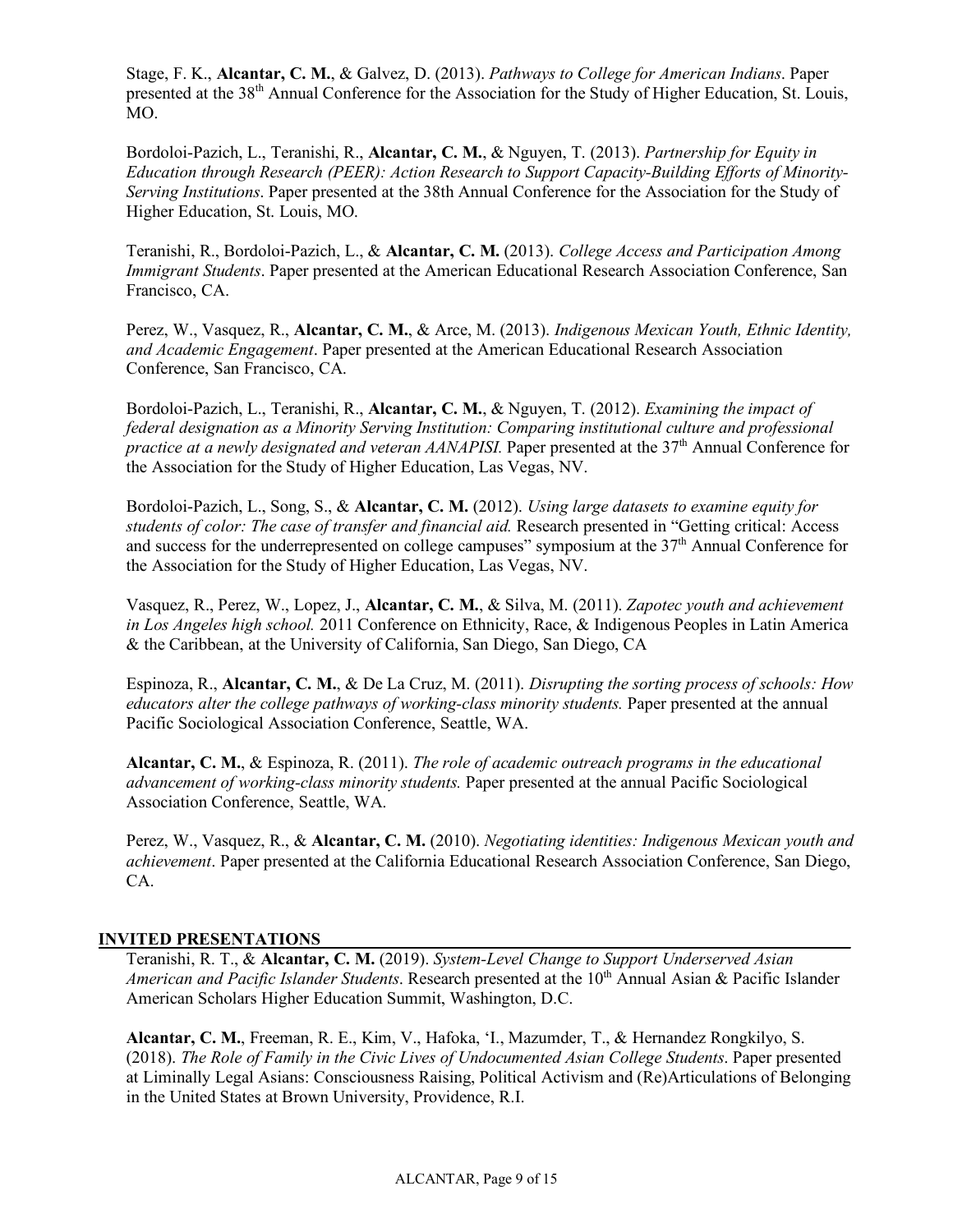Stage, F. K., **Alcantar, C. M.**, & Galvez, D. (2013). *Pathways to College for American Indians*. Paper presented at the 38th Annual Conference for the Association for the Study of Higher Education, St. Louis, MO.

Bordoloi-Pazich, L., Teranishi, R., **Alcantar, C. M.**, & Nguyen, T. (2013). *Partnership for Equity in Education through Research (PEER): Action Research to Support Capacity-Building Efforts of Minority-Serving Institutions*. Paper presented at the 38th Annual Conference for the Association for the Study of Higher Education, St. Louis, MO.

Teranishi, R., Bordoloi-Pazich, L., & **Alcantar, C. M.** (2013). *College Access and Participation Among Immigrant Students*. Paper presented at the American Educational Research Association Conference, San Francisco, CA.

Perez, W., Vasquez, R., **Alcantar, C. M.**, & Arce, M. (2013). *Indigenous Mexican Youth, Ethnic Identity, and Academic Engagement*. Paper presented at the American Educational Research Association Conference, San Francisco, CA.

Bordoloi-Pazich, L., Teranishi, R., **Alcantar, C. M.**, & Nguyen, T. (2012). *Examining the impact of federal designation as a Minority Serving Institution: Comparing institutional culture and professional practice at a newly designated and veteran AANAPISI.* Paper presented at the 37th Annual Conference for the Association for the Study of Higher Education, Las Vegas, NV.

Bordoloi-Pazich, L., Song, S., & **Alcantar, C. M.** (2012). *Using large datasets to examine equity for students of color: The case of transfer and financial aid.* Research presented in "Getting critical: Access and success for the underrepresented on college campuses" symposium at the 37th Annual Conference for the Association for the Study of Higher Education, Las Vegas, NV.

Vasquez, R., Perez, W., Lopez, J., **Alcantar, C. M.**, & Silva, M. (2011). *Zapotec youth and achievement in Los Angeles high school.* 2011 Conference on Ethnicity, Race, & Indigenous Peoples in Latin America & the Caribbean, at the University of California, San Diego, San Diego, CA

Espinoza, R., **Alcantar, C. M.**, & De La Cruz, M. (2011). *Disrupting the sorting process of schools: How educators alter the college pathways of working-class minority students.* Paper presented at the annual Pacific Sociological Association Conference, Seattle, WA.

**Alcantar, C. M.**, & Espinoza, R. (2011). *The role of academic outreach programs in the educational advancement of working-class minority students.* Paper presented at the annual Pacific Sociological Association Conference, Seattle, WA.

Perez, W., Vasquez, R., & **Alcantar, C. M.** (2010). *Negotiating identities: Indigenous Mexican youth and achievement*. Paper presented at the California Educational Research Association Conference, San Diego, CA.

## INVITED PRESENTATIONS

Teranishi, R. T., & **Alcantar, C. M.** (2019). *System-Level Change to Support Underserved Asian American and Pacific Islander Students*. Research presented at the 10th Annual Asian & Pacific Islander American Scholars Higher Education Summit, Washington, D.C.

**Alcantar, C. M.**, Freeman, R. E., Kim, V., Hafoka, 'I., Mazumder, T., & Hernandez Rongkilyo, S. (2018). *The Role of Family in the Civic Lives of Undocumented Asian College Students*. Paper presented at Liminally Legal Asians: Consciousness Raising, Political Activism and (Re)Articulations of Belonging in the United States at Brown University, Providence, R.I.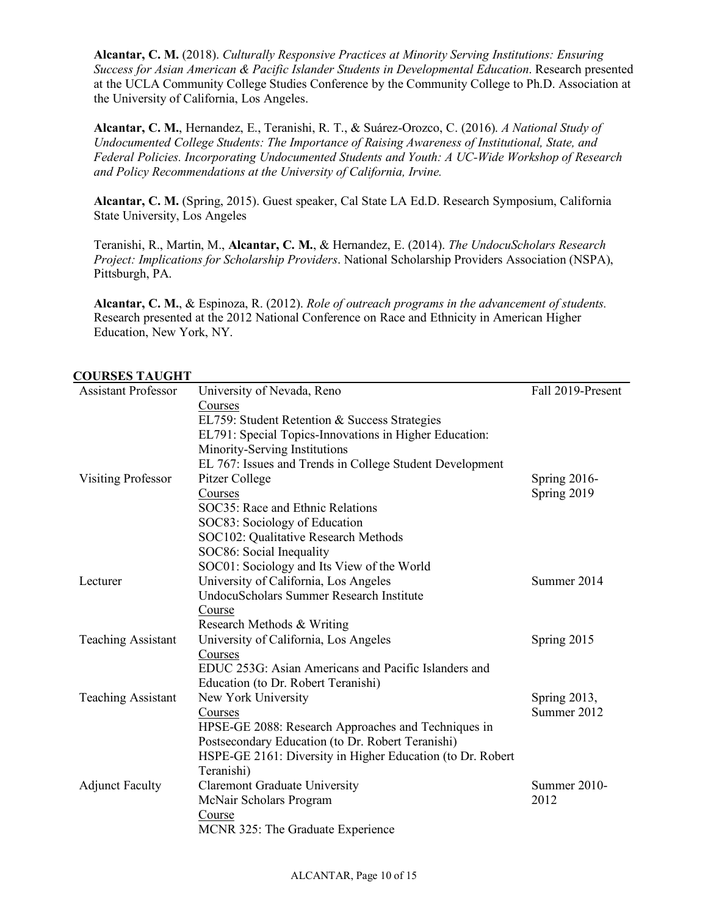**Alcantar, C. M.** (2018). *Culturally Responsive Practices at Minority Serving Institutions: Ensuring Success for Asian American & Pacific Islander Students in Developmental Education*. Research presented at the UCLA Community College Studies Conference by the Community College to Ph.D. Association at the University of California, Los Angeles.

**Alcantar, C. M.**, Hernandez, E., Teranishi, R. T., & Suárez-Orozco, C. (2016). *A National Study of Undocumented College Students: The Importance of Raising Awareness of Institutional, State, and Federal Policies. Incorporating Undocumented Students and Youth: A UC-Wide Workshop of Research and Policy Recommendations at the University of California, Irvine.*

**Alcantar, C. M.** (Spring, 2015). Guest speaker, Cal State LA Ed.D. Research Symposium, California State University, Los Angeles

Teranishi, R., Martin, M., **Alcantar, C. M.**, & Hernandez, E. (2014). *The UndocuScholars Research Project: Implications for Scholarship Providers*. National Scholarship Providers Association (NSPA), Pittsburgh, PA.

**Alcantar, C. M.**, & Espinoza, R. (2012). *Role of outreach programs in the advancement of students.* Research presented at the 2012 National Conference on Race and Ethnicity in American Higher Education, New York, NY.

## COURSES TAUGHT

| | | |
|---|---|---|
| Assistant Professor | University of Nevada, Reno<br>Courses<br>EL759: Student Retention & Success Strategies<br>EL791: Special Topics-Innovations in Higher Education: Minority-Serving Institutions<br>EL 767: Issues and Trends in College Student Development | Fall 2019-Present |
| Visiting Professor | Pitzer College<br>Courses<br>SOC35: Race and Ethnic Relations<br>SOC83: Sociology of Education<br>SOC102: Qualitative Research Methods<br>SOC86: Social Inequality<br>SOC01: Sociology and Its View of the World | Spring 2016-Spring 2019 |
| Lecturer | University of California, Los Angeles<br>UndocuScholars Summer Research Institute<br>Course<br>Research Methods & Writing | Summer 2014 |
| Teaching Assistant | University of California, Los Angeles<br>Courses<br>EDUC 253G: Asian Americans and Pacific Islanders and Education (to Dr. Robert Teranishi) | Spring 2015 |
| Teaching Assistant | New York University<br>Courses<br>HPSE-GE 2088: Research Approaches and Techniques in Postsecondary Education (to Dr. Robert Teranishi)<br>HSPE-GE 2161: Diversity in Higher Education (to Dr. Robert Teranishi) | Spring 2013, Summer 2012 |
| Adjunct Faculty | Claremont Graduate University<br>McNair Scholars Program<br>Course<br>MCNR 325: The Graduate Experience | Summer 2010-2012 |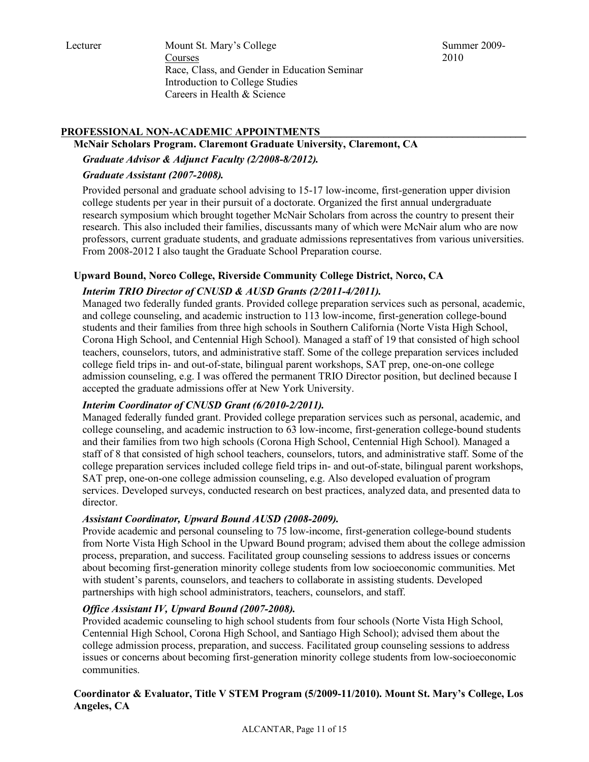| | | |
|---|---|---|
| Lecturer | Mount St. Mary's College<br>Courses<br>Race, Class, and Gender in Education Seminar<br>Introduction to College Studies<br>Careers in Health & Science | Summer 2009-2010 |

## PROFESSIONAL NON-ACADEMIC APPOINTMENTS

**McNair Scholars Program. Claremont Graduate University, Claremont, CA**

***Graduate Advisor & Adjunct Faculty (2/2008-8/2012).***

***Graduate Assistant (2007-2008).***

Provided personal and graduate school advising to 15-17 low-income, first-generation upper division college students per year in their pursuit of a doctorate. Organized the first annual undergraduate research symposium which brought together McNair Scholars from across the country to present their research. This also included their families, discussants many of which were McNair alum who are now professors, current graduate students, and graduate admissions representatives from various universities. From 2008-2012 I also taught the Graduate School Preparation course.

**Upward Bound, Norco College, Riverside Community College District, Norco, CA**

***Interim TRIO Director of CNUSD & AUSD Grants (2/2011-4/2011).***
Managed two federally funded grants. Provided college preparation services such as personal, academic, and college counseling, and academic instruction to 113 low-income, first-generation college-bound students and their families from three high schools in Southern California (Norte Vista High School, Corona High School, and Centennial High School). Managed a staff of 19 that consisted of high school teachers, counselors, tutors, and administrative staff. Some of the college preparation services included college field trips in- and out-of-state, bilingual parent workshops, SAT prep, one-on-one college admission counseling, e.g. I was offered the permanent TRIO Director position, but declined because I accepted the graduate admissions offer at New York University.

***Interim Coordinator of CNUSD Grant (6/2010-2/2011).***
Managed federally funded grant. Provided college preparation services such as personal, academic, and college counseling, and academic instruction to 63 low-income, first-generation college-bound students and their families from two high schools (Corona High School, Centennial High School). Managed a staff of 8 that consisted of high school teachers, counselors, tutors, and administrative staff. Some of the college preparation services included college field trips in- and out-of-state, bilingual parent workshops, SAT prep, one-on-one college admission counseling, e.g. Also developed evaluation of program services. Developed surveys, conducted research on best practices, analyzed data, and presented data to director.

***Assistant Coordinator, Upward Bound AUSD (2008-2009).***
Provide academic and personal counseling to 75 low-income, first-generation college-bound students from Norte Vista High School in the Upward Bound program; advised them about the college admission process, preparation, and success. Facilitated group counseling sessions to address issues or concerns about becoming first-generation minority college students from low socioeconomic communities. Met with student's parents, counselors, and teachers to collaborate in assisting students. Developed partnerships with high school administrators, teachers, counselors, and staff.

***Office Assistant IV, Upward Bound (2007-2008).***
Provided academic counseling to high school students from four schools (Norte Vista High School, Centennial High School, Corona High School, and Santiago High School); advised them about the college admission process, preparation, and success. Facilitated group counseling sessions to address issues or concerns about becoming first-generation minority college students from low-socioeconomic communities.

**Coordinator & Evaluator, Title V STEM Program (5/2009-11/2010). Mount St. Mary's College, Los Angeles, CA**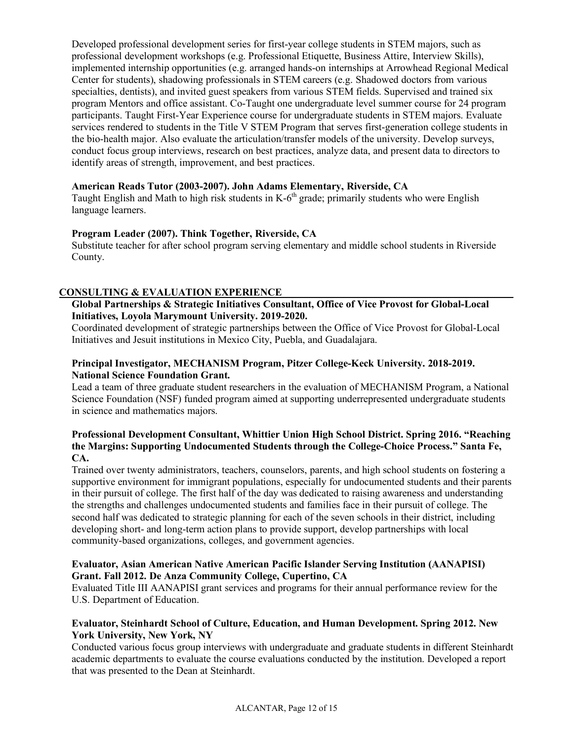Developed professional development series for first-year college students in STEM majors, such as professional development workshops (e.g. Professional Etiquette, Business Attire, Interview Skills), implemented internship opportunities (e.g. arranged hands-on internships at Arrowhead Regional Medical Center for students), shadowing professionals in STEM careers (e.g. Shadowed doctors from various specialties, dentists), and invited guest speakers from various STEM fields. Supervised and trained six program Mentors and office assistant. Co-Taught one undergraduate level summer course for 24 program participants. Taught First-Year Experience course for undergraduate students in STEM majors. Evaluate services rendered to students in the Title V STEM Program that serves first-generation college students in the bio-health major. Also evaluate the articulation/transfer models of the university. Develop surveys, conduct focus group interviews, research on best practices, analyze data, and present data to directors to identify areas of strength, improvement, and best practices.

**American Reads Tutor (2003-2007). John Adams Elementary, Riverside, CA**
Taught English and Math to high risk students in K-6th grade; primarily students who were English language learners.

**Program Leader (2007). Think Together, Riverside, CA**
Substitute teacher for after school program serving elementary and middle school students in Riverside County.

## CONSULTING & EVALUATION EXPERIENCE

**Global Partnerships & Strategic Initiatives Consultant, Office of Vice Provost for Global-Local Initiatives, Loyola Marymount University. 2019-2020.**
Coordinated development of strategic partnerships between the Office of Vice Provost for Global-Local Initiatives and Jesuit institutions in Mexico City, Puebla, and Guadalajara.

**Principal Investigator, MECHANISM Program, Pitzer College-Keck University. 2018-2019. National Science Foundation Grant.**
Lead a team of three graduate student researchers in the evaluation of MECHANISM Program, a National Science Foundation (NSF) funded program aimed at supporting underrepresented undergraduate students in science and mathematics majors.

**Professional Development Consultant, Whittier Union High School District. Spring 2016. "Reaching the Margins: Supporting Undocumented Students through the College-Choice Process." Santa Fe, CA.**
Trained over twenty administrators, teachers, counselors, parents, and high school students on fostering a supportive environment for immigrant populations, especially for undocumented students and their parents in their pursuit of college. The first half of the day was dedicated to raising awareness and understanding the strengths and challenges undocumented students and families face in their pursuit of college. The second half was dedicated to strategic planning for each of the seven schools in their district, including developing short- and long-term action plans to provide support, develop partnerships with local community-based organizations, colleges, and government agencies.

**Evaluator, Asian American Native American Pacific Islander Serving Institution (AANAPISI) Grant. Fall 2012. De Anza Community College, Cupertino, CA**
Evaluated Title III AANAPISI grant services and programs for their annual performance review for the U.S. Department of Education.

**Evaluator, Steinhardt School of Culture, Education, and Human Development. Spring 2012. New York University, New York, NY**
Conducted various focus group interviews with undergraduate and graduate students in different Steinhardt academic departments to evaluate the course evaluations conducted by the institution. Developed a report that was presented to the Dean at Steinhardt.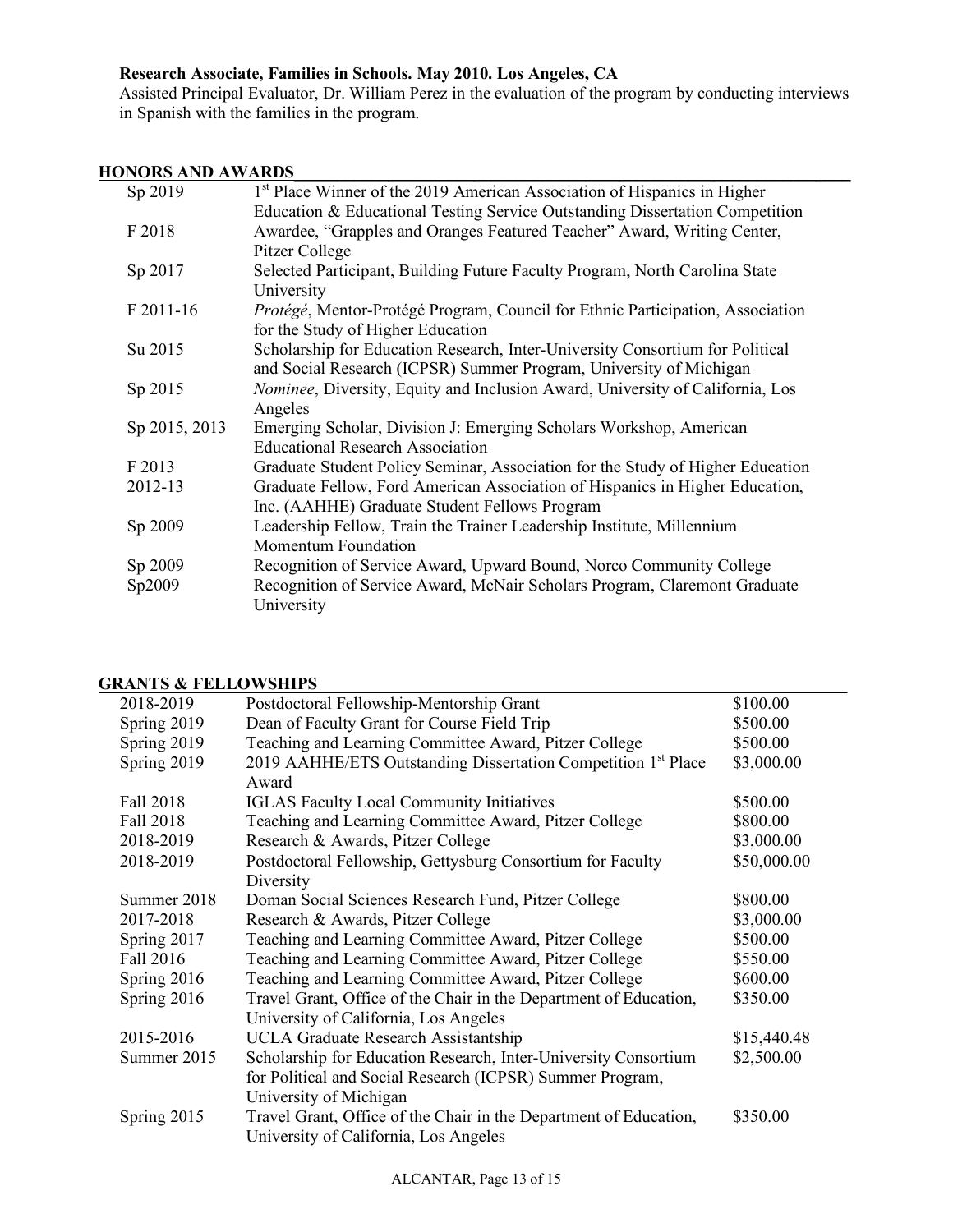**Research Associate, Families in Schools. May 2010. Los Angeles, CA**
Assisted Principal Evaluator, Dr. William Perez in the evaluation of the program by conducting interviews in Spanish with the families in the program.

## HONORS AND AWARDS

| | |
|---|---|
| Sp 2019 | 1st Place Winner of the 2019 American Association of Hispanics in Higher Education & Educational Testing Service Outstanding Dissertation Competition |
| F 2018 | Awardee, "Grapples and Oranges Featured Teacher" Award, Writing Center, Pitzer College |
| Sp 2017 | Selected Participant, Building Future Faculty Program, North Carolina State University |
| F 2011-16 | *Protégé*, Mentor-Protégé Program, Council for Ethnic Participation, Association for the Study of Higher Education |
| Su 2015 | Scholarship for Education Research, Inter-University Consortium for Political and Social Research (ICPSR) Summer Program, University of Michigan |
| Sp 2015 | *Nominee*, Diversity, Equity and Inclusion Award, University of California, Los Angeles |
| Sp 2015, 2013 | Emerging Scholar, Division J: Emerging Scholars Workshop, American Educational Research Association |
| F 2013 | Graduate Student Policy Seminar, Association for the Study of Higher Education |
| 2012-13 | Graduate Fellow, Ford American Association of Hispanics in Higher Education, Inc. (AAHHE) Graduate Student Fellows Program |
| Sp 2009 | Leadership Fellow, Train the Trainer Leadership Institute, Millennium Momentum Foundation |
| Sp 2009 | Recognition of Service Award, Upward Bound, Norco Community College |
| Sp2009 | Recognition of Service Award, McNair Scholars Program, Claremont Graduate University |

## GRANTS & FELLOWSHIPS

| | | |
|---|---|---|
| 2018-2019 | Postdoctoral Fellowship-Mentorship Grant | \$100.00 |
| Spring 2019 | Dean of Faculty Grant for Course Field Trip | \$500.00 |
| Spring 2019 | Teaching and Learning Committee Award, Pitzer College | \$500.00 |
| Spring 2019 | 2019 AAHHE/ETS Outstanding Dissertation Competition 1st Place Award | \$3,000.00 |
| Fall 2018 | IGLAS Faculty Local Community Initiatives | \$500.00 |
| Fall 2018 | Teaching and Learning Committee Award, Pitzer College | \$800.00 |
| 2018-2019 | Research & Awards, Pitzer College | \$3,000.00 |
| 2018-2019 | Postdoctoral Fellowship, Gettysburg Consortium for Faculty Diversity | \$50,000.00 |
| Summer 2018 | Doman Social Sciences Research Fund, Pitzer College | \$800.00 |
| 2017-2018 | Research & Awards, Pitzer College | \$3,000.00 |
| Spring 2017 | Teaching and Learning Committee Award, Pitzer College | \$500.00 |
| Fall 2016 | Teaching and Learning Committee Award, Pitzer College | \$550.00 |
| Spring 2016 | Teaching and Learning Committee Award, Pitzer College | \$600.00 |
| Spring 2016 | Travel Grant, Office of the Chair in the Department of Education, University of California, Los Angeles | \$350.00 |
| 2015-2016 | UCLA Graduate Research Assistantship | \$15,440.48 |
| Summer 2015 | Scholarship for Education Research, Inter-University Consortium for Political and Social Research (ICPSR) Summer Program, University of Michigan | \$2,500.00 |
| Spring 2015 | Travel Grant, Office of the Chair in the Department of Education, University of California, Los Angeles | \$350.00 |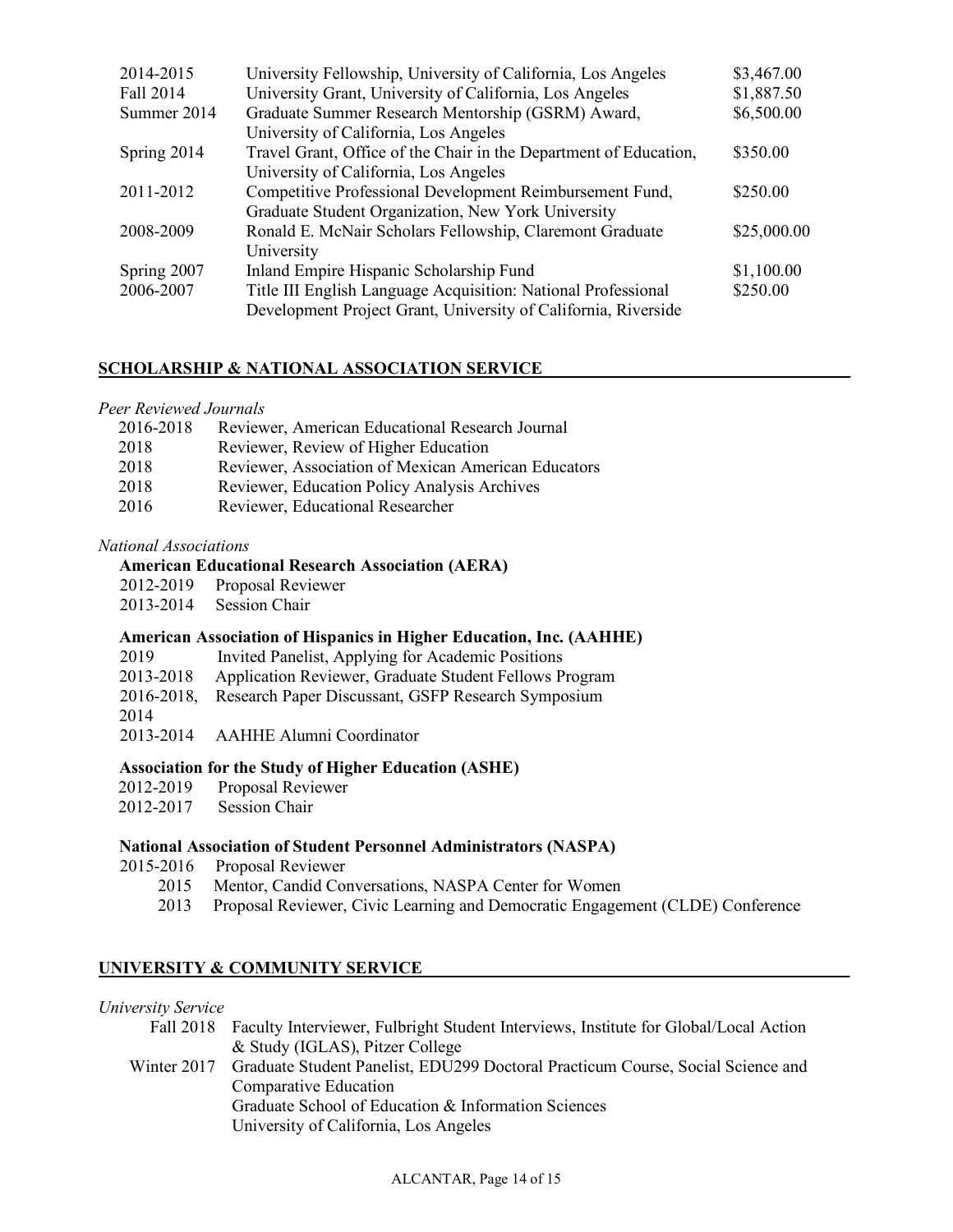| | | |
|---|---|---|
| 2014-2015 | University Fellowship, University of California, Los Angeles | $3,467.00 |
| Fall 2014 | University Grant, University of California, Los Angeles | $1,887.50 |
| Summer 2014 | Graduate Summer Research Mentorship (GSRM) Award, University of California, Los Angeles | $6,500.00 |
| Spring 2014 | Travel Grant, Office of the Chair in the Department of Education, University of California, Los Angeles | $350.00 |
| 2011-2012 | Competitive Professional Development Reimbursement Fund, Graduate Student Organization, New York University | $250.00 |
| 2008-2009 | Ronald E. McNair Scholars Fellowship, Claremont Graduate University | $25,000.00 |
| Spring 2007 | Inland Empire Hispanic Scholarship Fund | $1,100.00 |
| 2006-2007 | Title III English Language Acquisition: National Professional Development Project Grant, University of California, Riverside | $250.00 |

## SCHOLARSHIP & NATIONAL ASSOCIATION SERVICE

*Peer Reviewed Journals*

- 2016-2018 Reviewer, American Educational Research Journal
- 2018 Reviewer, Review of Higher Education
- 2018 Reviewer, Association of Mexican American Educators
- 2018 Reviewer, Education Policy Analysis Archives
- 2016 Reviewer, Educational Researcher

*National Associations*

**American Educational Research Association (AERA)**

- 2012-2019 Proposal Reviewer
- 2013-2014 Session Chair

**American Association of Hispanics in Higher Education, Inc. (AAHHE)**

- 2019 Invited Panelist, Applying for Academic Positions
- 2013-2018 Application Reviewer, Graduate Student Fellows Program
- 2016-2018, 2014 Research Paper Discussant, GSFP Research Symposium
- 2013-2014 AAHHE Alumni Coordinator

**Association for the Study of Higher Education (ASHE)**

- 2012-2019 Proposal Reviewer
- 2012-2017 Session Chair

**National Association of Student Personnel Administrators (NASPA)**

- 2015-2016 Proposal Reviewer
- 2015 Mentor, Candid Conversations, NASPA Center for Women
- 2013 Proposal Reviewer, Civic Learning and Democratic Engagement (CLDE) Conference

## UNIVERSITY & COMMUNITY SERVICE

*University Service*

- Fall 2018 Faculty Interviewer, Fulbright Student Interviews, Institute for Global/Local Action & Study (IGLAS), Pitzer College
- Winter 2017 Graduate Student Panelist, EDU299 Doctoral Practicum Course, Social Science and Comparative Education
  Graduate School of Education & Information Sciences
  University of California, Los Angeles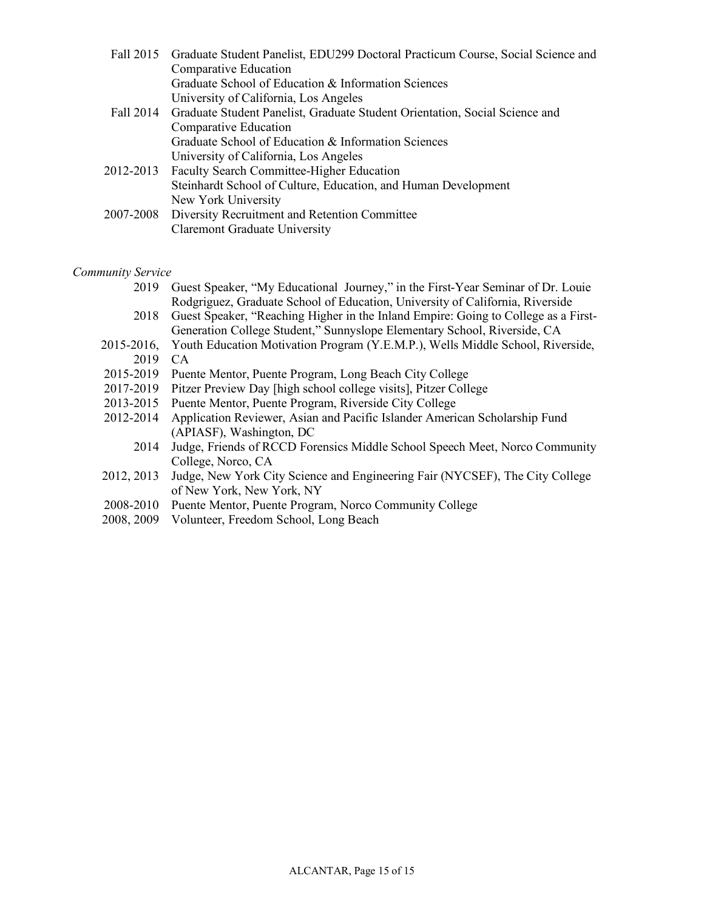| | |
|---|---|
| Fall 2015 | Graduate Student Panelist, EDU299 Doctoral Practicum Course, Social Science and Comparative Education<br>Graduate School of Education & Information Sciences<br>University of California, Los Angeles |
| Fall 2014 | Graduate Student Panelist, Graduate Student Orientation, Social Science and Comparative Education<br>Graduate School of Education & Information Sciences<br>University of California, Los Angeles |
| 2012-2013 | Faculty Search Committee-Higher Education<br>Steinhardt School of Culture, Education, and Human Development<br>New York University |
| 2007-2008 | Diversity Recruitment and Retention Committee<br>Claremont Graduate University |

*Community Service*

| | |
|---|---|
| 2019 | Guest Speaker, "My Educational Journey," in the First-Year Seminar of Dr. Louie Rodgriguez, Graduate School of Education, University of California, Riverside |
| 2018 | Guest Speaker, "Reaching Higher in the Inland Empire: Going to College as a First-Generation College Student," Sunnyslope Elementary School, Riverside, CA |
| 2015-2016, 2019 | Youth Education Motivation Program (Y.E.M.P.), Wells Middle School, Riverside, CA |
| 2015-2019 | Puente Mentor, Puente Program, Long Beach City College |
| 2017-2019 | Pitzer Preview Day [high school college visits], Pitzer College |
| 2013-2015 | Puente Mentor, Puente Program, Riverside City College |
| 2012-2014 | Application Reviewer, Asian and Pacific Islander American Scholarship Fund (APIASF), Washington, DC |
| 2014 | Judge, Friends of RCCD Forensics Middle School Speech Meet, Norco Community College, Norco, CA |
| 2012, 2013 | Judge, New York City Science and Engineering Fair (NYCSEF), The City College of New York, New York, NY |
| 2008-2010 | Puente Mentor, Puente Program, Norco Community College |
| 2008, 2009 | Volunteer, Freedom School, Long Beach |